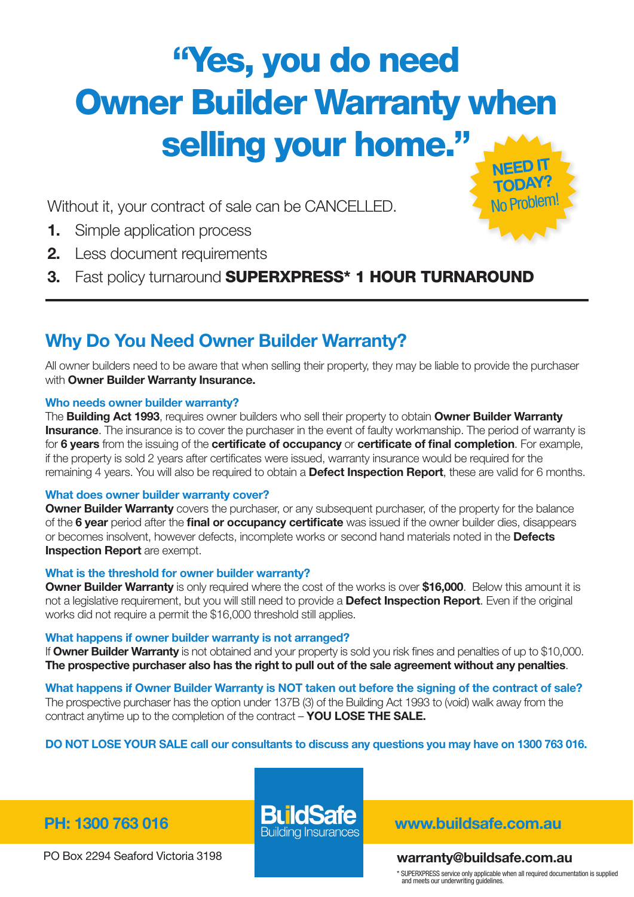# "Yes, you do need Owner Builder Warranty when selling your home."

**NEED IT TODAY?** No Problem!

Without it, your contract of sale can be CANCELLED.

1. Simple application process
2. Less document requirements
3. Fast policy turnaround **SUPERXPRESS* 1 HOUR TURNAROUND**

---

## Why Do You Need Owner Builder Warranty?

All owner builders need to be aware that when selling their property, they may be liable to provide the purchaser with **Owner Builder Warranty Insurance.**

### Who needs owner builder warranty?

The **Building Act 1993**, requires owner builders who sell their property to obtain **Owner Builder Warranty Insurance**. The insurance is to cover the purchaser in the event of faulty workmanship. The period of warranty is for **6 years** from the issuing of the **certificate of occupancy** or **certificate of final completion**. For example, if the property is sold 2 years after certificates were issued, warranty insurance would be required for the remaining 4 years. You will also be required to obtain a **Defect Inspection Report**, these are valid for 6 months.

### What does owner builder warranty cover?

**Owner Builder Warranty** covers the purchaser, or any subsequent purchaser, of the property for the balance of the **6 year** period after the **final or occupancy certificate** was issued if the owner builder dies, disappears or becomes insolvent, however defects, incomplete works or second hand materials noted in the **Defects Inspection Report** are exempt.

### What is the threshold for owner builder warranty?

**Owner Builder Warranty** is only required where the cost of the works is over **$16,000**. Below this amount it is not a legislative requirement, but you will still need to provide a **Defect Inspection Report**. Even if the original works did not require a permit the $16,000 threshold still applies.

### What happens if owner builder warranty is not arranged?

If **Owner Builder Warranty** is not obtained and your property is sold you risk fines and penalties of up to $10,000. **The prospective purchaser also has the right to pull out of the sale agreement without any penalties**.

### What happens if Owner Builder Warranty is NOT taken out before the signing of the contract of sale?

The prospective purchaser has the option under 137B (3) of the Building Act 1993 to (void) walk away from the contract anytime up to the completion of the contract – **YOU LOSE THE SALE.**

**DO NOT LOSE YOUR SALE call our consultants to discuss any questions you may have on 1300 763 016.**

**PH: 1300 763 016**

BuildSafe Building Insurances

**www.buildsafe.com.au**

PO Box 2294 Seaford Victoria 3198

**warranty@buildsafe.com.au**

* SUPERXPRESS service only applicable when all required documentation is supplied and meets our underwriting guidelines.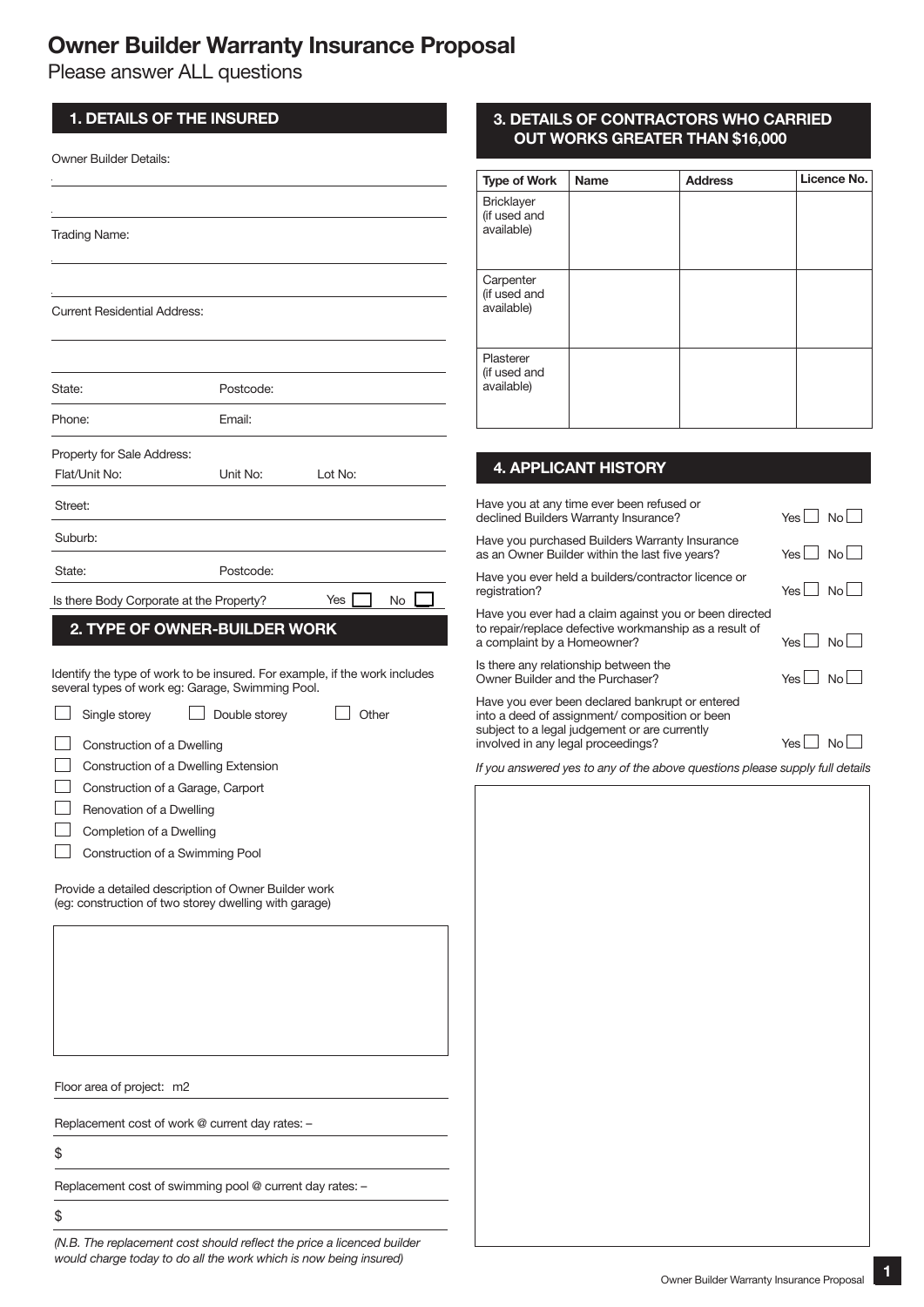# Owner Builder Warranty Insurance Proposal

Please answer ALL questions

## 1. DETAILS OF THE INSURED

Owner Builder Details:

Trading Name:

Current Residential Address:

State: Postcode:

Phone: Email:

Property for Sale Address:

Flat/Unit No: Unit No: Lot No:

Street:

Suburb:

State: Postcode:

Is there Body Corporate at the Property? Yes ☐ No ☐

## 2. TYPE OF OWNER-BUILDER WORK

Identify the type of work to be insured. For example, if the work includes several types of work eg: Garage, Swimming Pool.

☐ Single storey ☐ Double storey ☐ Other

☐ Construction of a Dwelling

☐ Construction of a Dwelling Extension

☐ Construction of a Garage, Carport

☐ Renovation of a Dwelling

☐ Completion of a Dwelling

☐ Construction of a Swimming Pool

Provide a detailed description of Owner Builder work (eg: construction of two storey dwelling with garage)

Floor area of project: m2

Replacement cost of work @ current day rates: –

$

Replacement cost of swimming pool @ current day rates: –

$

*(N.B. The replacement cost should reflect the price a licenced builder would charge today to do all the work which is now being insured)*

## 3. DETAILS OF CONTRACTORS WHO CARRIED OUT WORKS GREATER THAN $16,000

| Type of Work | Name | Address | Licence No. |
|---|---|---|---|
| Bricklayer (if used and available) | | | |
| Carpenter (if used and available) | | | |
| Plasterer (if used and available) | | | |

## 4. APPLICANT HISTORY

Have you at any time ever been refused or declined Builders Warranty Insurance? Yes ☐ No ☐

Have you purchased Builders Warranty Insurance as an Owner Builder within the last five years? Yes ☐ No ☐

Have you ever held a builders/contractor licence or registration? Yes ☐ No ☐

Have you ever had a claim against you or been directed to repair/replace defective workmanship as a result of a complaint by a Homeowner? Yes ☐ No ☐

Is there any relationship between the Owner Builder and the Purchaser? Yes ☐ No ☐

Have you ever been declared bankrupt or entered into a deed of assignment/ composition or been subject to a legal judgement or are currently involved in any legal proceedings? Yes ☐ No ☐

*If you answered yes to any of the above questions please supply full details*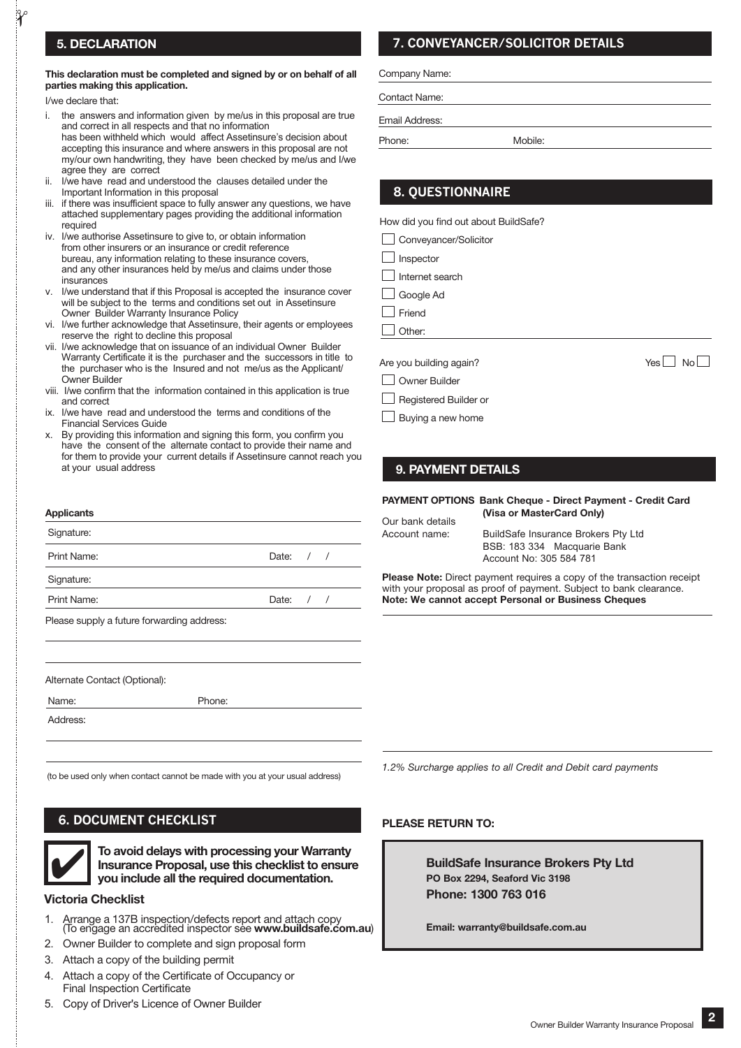## 5. DECLARATION

**This declaration must be completed and signed by or on behalf of all parties making this application.**

I/we declare that:

- i. the answers and information given by me/us in this proposal are true and correct in all respects and that no information has been withheld which would affect Assetinsure's decision about accepting this insurance and where answers in this proposal are not my/our own handwriting, they have been checked by me/us and I/we agree they are correct
- ii. I/we have read and understood the clauses detailed under the Important Information in this proposal
- iii. if there was insufficient space to fully answer any questions, we have attached supplementary pages providing the additional information required
- iv. I/we authorise Assetinsure to give to, or obtain information from other insurers or an insurance or credit reference bureau, any information relating to these insurance covers, and any other insurances held by me/us and claims under those insurances
- v. I/we understand that if this Proposal is accepted the insurance cover will be subject to the terms and conditions set out in Assetinsure Owner Builder Warranty Insurance Policy
- vi. I/we further acknowledge that Assetinsure, their agents or employees reserve the right to decline this proposal
- vii. I/we acknowledge that on issuance of an individual Owner Builder Warranty Certificate it is the purchaser and the successors in title to the purchaser who is the Insured and not me/us as the Applicant/ Owner Builder
- viii. I/we confirm that the information contained in this application is true and correct
- ix. I/we have read and understood the terms and conditions of the Financial Services Guide
- x. By providing this information and signing this form, you confirm you have the consent of the alternate contact to provide their name and for them to provide your current details if Assetinsure cannot reach you at your usual address

**Applicants**

Signature:

Print Name: Date: / /

Signature:

Print Name: Date: / /

Please supply a future forwarding address:

Alternate Contact (Optional):

Name: Phone:

Address:

(to be used only when contact cannot be made with you at your usual address)

## 6. DOCUMENT CHECKLIST

✔ **To avoid delays with processing your Warranty Insurance Proposal, use this checklist to ensure you include all the required documentation.**

### Victoria Checklist

1. Arrange a 137B inspection/defects report and attach copy (To engage an accredited inspector see **www.buildsafe.com.au**)
2. Owner Builder to complete and sign proposal form
3. Attach a copy of the building permit
4. Attach a copy of the Certificate of Occupancy or Final Inspection Certificate
5. Copy of Driver's Licence of Owner Builder

## 7. CONVEYANCER/SOLICITOR DETAILS

Company Name:

Contact Name:

Email Address:

Phone: Mobile:

## 8. QUESTIONNAIRE

How did you find out about BuildSafe?

- ☐ Conveyancer/Solicitor
- ☐ Inspector
- ☐ Internet search
- ☐ Google Ad
- ☐ Friend
- ☐ Other:

Are you building again? Yes ☐ No ☐

- ☐ Owner Builder
- ☐ Registered Builder or
- ☐ Buying a new home

## 9. PAYMENT DETAILS

**PAYMENT OPTIONS Bank Cheque - Direct Payment - Credit Card (Visa or MasterCard Only)**

Our bank details

Account name: BuildSafe Insurance Brokers Pty Ltd
BSB: 183 334 Macquarie Bank
Account No: 305 584 781

**Please Note:** Direct payment requires a copy of the transaction receipt with your proposal as proof of payment. Subject to bank clearance.
**Note: We cannot accept Personal or Business Cheques**

*1.2% Surcharge applies to all Credit and Debit card payments*

**PLEASE RETURN TO:**

**BuildSafe Insurance Brokers Pty Ltd**
**PO Box 2294, Seaford Vic 3198**
**Phone: 1300 763 016**

**Email: warranty@buildsafe.com.au**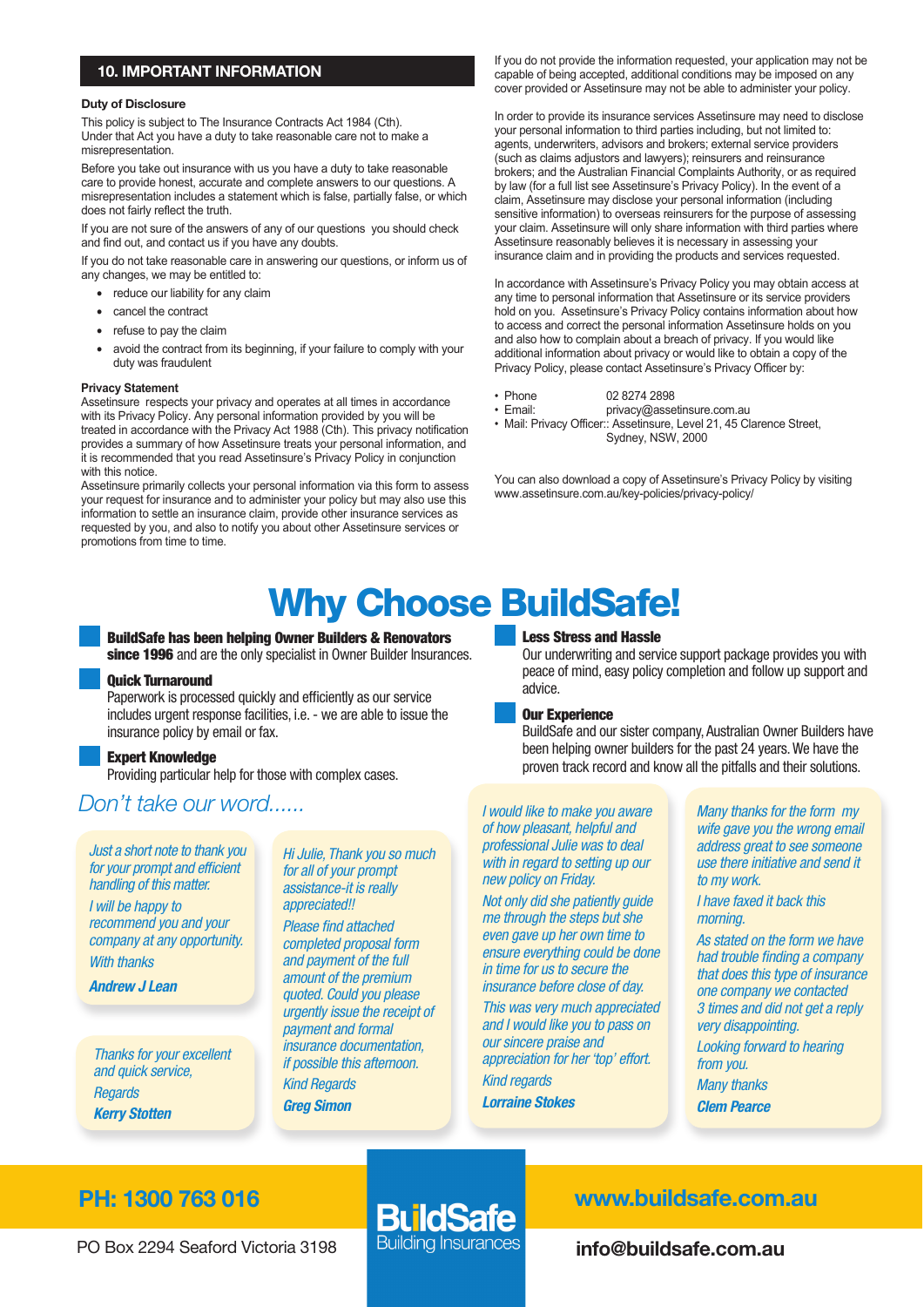## 10. IMPORTANT INFORMATION

**Duty of Disclosure**

This policy is subject to The Insurance Contracts Act 1984 (Cth). Under that Act you have a duty to take reasonable care not to make a misrepresentation.

Before you take out insurance with us you have a duty to take reasonable care to provide honest, accurate and complete answers to our questions. A misrepresentation includes a statement which is false, partially false, or which does not fairly reflect the truth.

If you are not sure of the answers of any of our questions you should check and find out, and contact us if you have any doubts.

If you do not take reasonable care in answering our questions, or inform us of any changes, we may be entitled to:

- reduce our liability for any claim
- cancel the contract
- refuse to pay the claim
- avoid the contract from its beginning, if your failure to comply with your duty was fraudulent

**Privacy Statement**

Assetinsure respects your privacy and operates at all times in accordance with its Privacy Policy. Any personal information provided by you will be treated in accordance with the Privacy Act 1988 (Cth). This privacy notification provides a summary of how Assetinsure treats your personal information, and it is recommended that you read Assetinsure's Privacy Policy in conjunction with this notice.

Assetinsure primarily collects your personal information via this form to assess your request for insurance and to administer your policy but may also use this information to settle an insurance claim, provide other insurance services as requested by you, and also to notify you about other Assetinsure services or promotions from time to time.

If you do not provide the information requested, your application may not be capable of being accepted, additional conditions may be imposed on any cover provided or Assetinsure may not be able to administer your policy.

In order to provide its insurance services Assetinsure may need to disclose your personal information to third parties including, but not limited to: agents, underwriters, advisors and brokers; external service providers (such as claims adjustors and lawyers); reinsurers and reinsurance brokers; and the Australian Financial Complaints Authority, or as required by law (for a full list see Assetinsure's Privacy Policy). In the event of a claim, Assetinsure may disclose your personal information (including sensitive information) to overseas reinsurers for the purpose of assessing your claim. Assetinsure will only share information with third parties where Assetinsure reasonably believes it is necessary in assessing your insurance claim and in providing the products and services requested.

In accordance with Assetinsure's Privacy Policy you may obtain access at any time to personal information that Assetinsure or its service providers hold on you. Assetinsure's Privacy Policy contains information about how to access and correct the personal information Assetinsure holds on you and also how to complain about a breach of privacy. If you would like additional information about privacy or would like to obtain a copy of the Privacy Policy, please contact Assetinsure's Privacy Officer by:

- Phone 02 8274 2898
- Email: privacy@assetinsure.com.au
- Mail: Privacy Officer:: Assetinsure, Level 21, 45 Clarence Street, Sydney, NSW, 2000

You can also download a copy of Assetinsure's Privacy Policy by visiting www.assetinsure.com.au/key-policies/privacy-policy/

# Why Choose BuildSafe!

**BuildSafe has been helping Owner Builders & Renovators since 1996** and are the only specialist in Owner Builder Insurances.

**Quick Turnaround**
Paperwork is processed quickly and efficiently as our service includes urgent response facilities, i.e. - we are able to issue the insurance policy by email or fax.

**Expert Knowledge**
Providing particular help for those with complex cases.

**Less Stress and Hassle**
Our underwriting and service support package provides you with peace of mind, easy policy completion and follow up support and advice.

**Our Experience**
BuildSafe and our sister company, Australian Owner Builders have been helping owner builders for the past 24 years. We have the proven track record and know all the pitfalls and their solutions.

*Don't take our word......*

*Just a short note to thank you for your prompt and efficient handling of this matter.*
*I will be happy to recommend you and your company at any opportunity.*
*With thanks*
***Andrew J Lean***

*Thanks for your excellent and quick service,*
*Regards*
***Kerry Stotten***

*Hi Julie, Thank you so much for all of your prompt assistance-it is really appreciated!!*
*Please find attached completed proposal form and payment of the full amount of the premium quoted. Could you please urgently issue the receipt of payment and formal insurance documentation, if possible this afternoon.*
*Kind Regards*
***Greg Simon***

*I would like to make you aware of how pleasant, helpful and professional Julie was to deal with in regard to setting up our new policy on Friday.*
*Not only did she patiently guide me through the steps but she even gave up her own time to ensure everything could be done in time for us to secure the insurance before close of day.*
*This was very much appreciated and I would like you to pass on our sincere praise and appreciation for her 'top' effort.*
*Kind regards*
***Lorraine Stokes***

*Many thanks for the form my wife gave you the wrong email address great to see someone use there initiative and send it to my work.*
*I have faxed it back this morning.*
*As stated on the form we have had trouble finding a company that does this type of insurance one company we contacted 3 times and did not get a reply very disappointing.*
*Looking forward to hearing from you.*
*Many thanks*
***Clem Pearce***

**PH: 1300 763 016**

PO Box 2294 Seaford Victoria 3198

BuildSafe Building Insurances

**www.buildsafe.com.au**

**info@buildsafe.com.au**